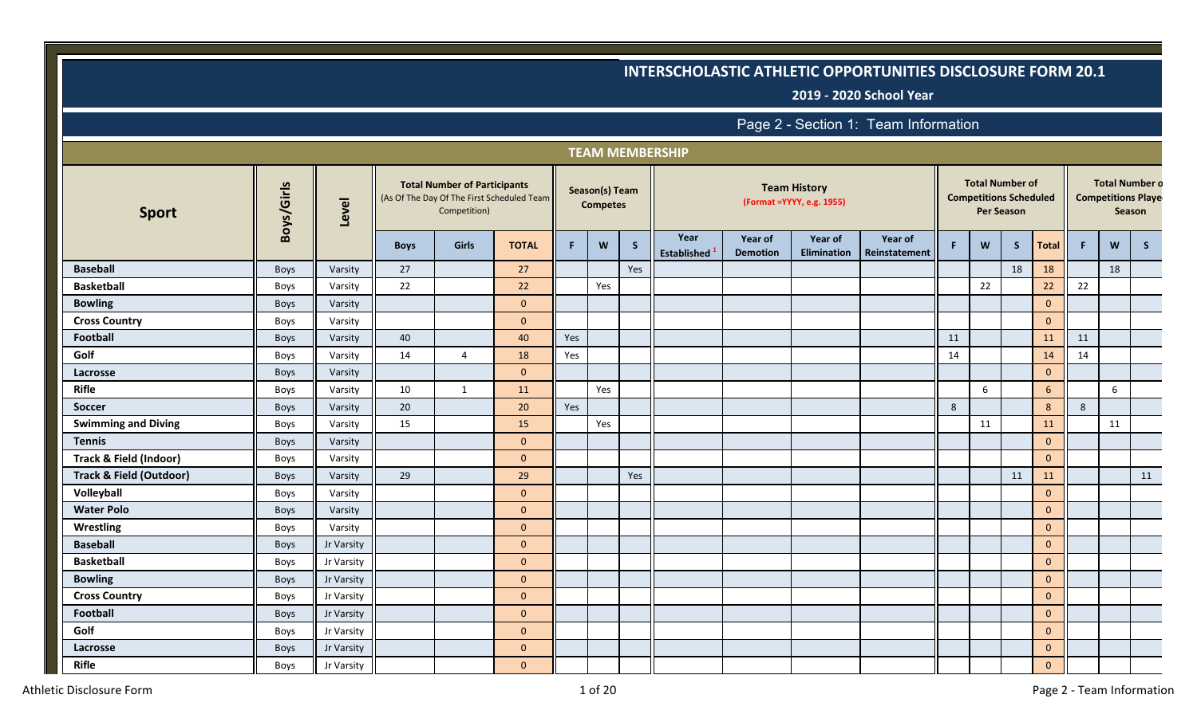# INTERSCHOLASTIC ATHLETIC OPPORTUNITIES DISCLOSURE FORM 20.1

**2019 - 2020 School Year**

## Page 2 - Section 1: Team Information

### TEAM MEMBERSHIP

| Sport | Boys/Girls | Level | Total Number of Participants (As Of The Day Of The First Scheduled Team Competition) | | | Season(s) Team Competes | | | Team History (Format =YYYY, e.g. 1955) | | | | Total Number of Competitions Scheduled Per Season | | | | Total Number of Competitions Played Per Season | | |
|---|---|---|---|---|---|---|---|---|---|---|---|---|---|---|---|---|---|---|---|
| | | | Boys | Girls | TOTAL | F | W | S | Year Established [1] | Year of Demotion | Year of Elimination | Year of Reinstatement | F | W | S | Total | F | W | S |
| **Baseball** | Boys | Varsity | 27 | | 27 | | | Yes | | | | | | | 18 | 18 | | 18 | |
| **Basketball** | Boys | Varsity | 22 | | 22 | | Yes | | | | | | | 22 | | 22 | 22 | | |
| **Bowling** | Boys | Varsity | | | 0 | | | | | | | | | | | 0 | | | |
| **Cross Country** | Boys | Varsity | | | 0 | | | | | | | | | | | 0 | | | |
| **Football** | Boys | Varsity | 40 | | 40 | Yes | | | | | | | 11 | | | 11 | 11 | | |
| **Golf** | Boys | Varsity | 14 | 4 | 18 | Yes | | | | | | | 14 | | | 14 | 14 | | |
| **Lacrosse** | Boys | Varsity | | | 0 | | | | | | | | | | | 0 | | | |
| **Rifle** | Boys | Varsity | 10 | 1 | 11 | | Yes | | | | | | | 6 | | 6 | | 6 | |
| **Soccer** | Boys | Varsity | 20 | | 20 | Yes | | | | | | | 8 | | | 8 | 8 | | |
| **Swimming and Diving** | Boys | Varsity | 15 | | 15 | | Yes | | | | | | | 11 | | 11 | | 11 | |
| **Tennis** | Boys | Varsity | | | 0 | | | | | | | | | | | 0 | | | |
| **Track & Field (Indoor)** | Boys | Varsity | | | 0 | | | | | | | | | | | 0 | | | |
| **Track & Field (Outdoor)** | Boys | Varsity | 29 | | 29 | | | Yes | | | | | | | 11 | 11 | | | 11 |
| **Volleyball** | Boys | Varsity | | | 0 | | | | | | | | | | | 0 | | | |
| **Water Polo** | Boys | Varsity | | | 0 | | | | | | | | | | | 0 | | | |
| **Wrestling** | Boys | Varsity | | | 0 | | | | | | | | | | | 0 | | | |
| **Baseball** | Boys | Jr Varsity | | | 0 | | | | | | | | | | | 0 | | | |
| **Basketball** | Boys | Jr Varsity | | | 0 | | | | | | | | | | | 0 | | | |
| **Bowling** | Boys | Jr Varsity | | | 0 | | | | | | | | | | | 0 | | | |
| **Cross Country** | Boys | Jr Varsity | | | 0 | | | | | | | | | | | 0 | | | |
| **Football** | Boys | Jr Varsity | | | 0 | | | | | | | | | | | 0 | | | |
| **Golf** | Boys | Jr Varsity | | | 0 | | | | | | | | | | | 0 | | | |
| **Lacrosse** | Boys | Jr Varsity | | | 0 | | | | | | | | | | | 0 | | | |
| **Rifle** | Boys | Jr Varsity | | | 0 | | | | | | | | | | | 0 | | | |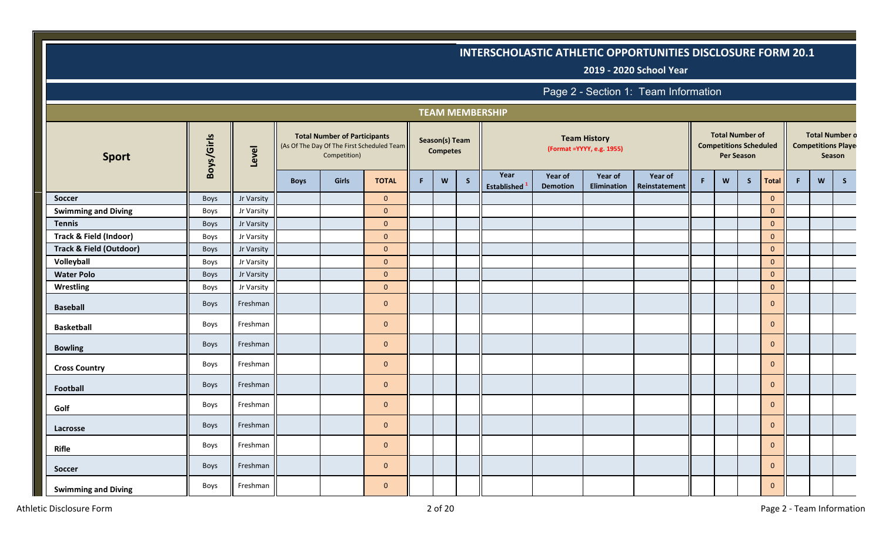# INTERSCHOLASTIC ATHLETIC OPPORTUNITIES DISCLOSURE FORM 20.1

**2019 - 2020 School Year**

## Page 2 - Section 1: Team Information

### TEAM MEMBERSHIP

| Sport | Boys/Girls | Level | Total Number of Participants (As Of The Day Of The First Scheduled Team Competition) | | | Season(s) Team Competes | | | Team History (Format =YYYY, e.g. 1955) | | | | Total Number of Competitions Scheduled Per Season | | | | Total Number of Competitions Played Per Season | | |
|---|---|---|---|---|---|---|---|---|---|---|---|---|---|---|---|---|---|---|---|
| | | | Boys | Girls | TOTAL | F | W | S | Year Established [1] | Year of Demotion | Year of Elimination | Year of Reinstatement | F | W | S | Total | F | W | S |
| Soccer | Boys | Jr Varsity | | | 0 | | | | | | | | | | | 0 | | | |
| Swimming and Diving | Boys | Jr Varsity | | | 0 | | | | | | | | | | | 0 | | | |
| Tennis | Boys | Jr Varsity | | | 0 | | | | | | | | | | | 0 | | | |
| Track & Field (Indoor) | Boys | Jr Varsity | | | 0 | | | | | | | | | | | 0 | | | |
| Track & Field (Outdoor) | Boys | Jr Varsity | | | 0 | | | | | | | | | | | 0 | | | |
| Volleyball | Boys | Jr Varsity | | | 0 | | | | | | | | | | | 0 | | | |
| Water Polo | Boys | Jr Varsity | | | 0 | | | | | | | | | | | 0 | | | |
| Wrestling | Boys | Jr Varsity | | | 0 | | | | | | | | | | | 0 | | | |
| Baseball | Boys | Freshman | | | 0 | | | | | | | | | | | 0 | | | |
| Basketball | Boys | Freshman | | | 0 | | | | | | | | | | | 0 | | | |
| Bowling | Boys | Freshman | | | 0 | | | | | | | | | | | 0 | | | |
| Cross Country | Boys | Freshman | | | 0 | | | | | | | | | | | 0 | | | |
| Football | Boys | Freshman | | | 0 | | | | | | | | | | | 0 | | | |
| Golf | Boys | Freshman | | | 0 | | | | | | | | | | | 0 | | | |
| Lacrosse | Boys | Freshman | | | 0 | | | | | | | | | | | 0 | | | |
| Rifle | Boys | Freshman | | | 0 | | | | | | | | | | | 0 | | | |
| Soccer | Boys | Freshman | | | 0 | | | | | | | | | | | 0 | | | |
| Swimming and Diving | Boys | Freshman | | | 0 | | | | | | | | | | | 0 | | | |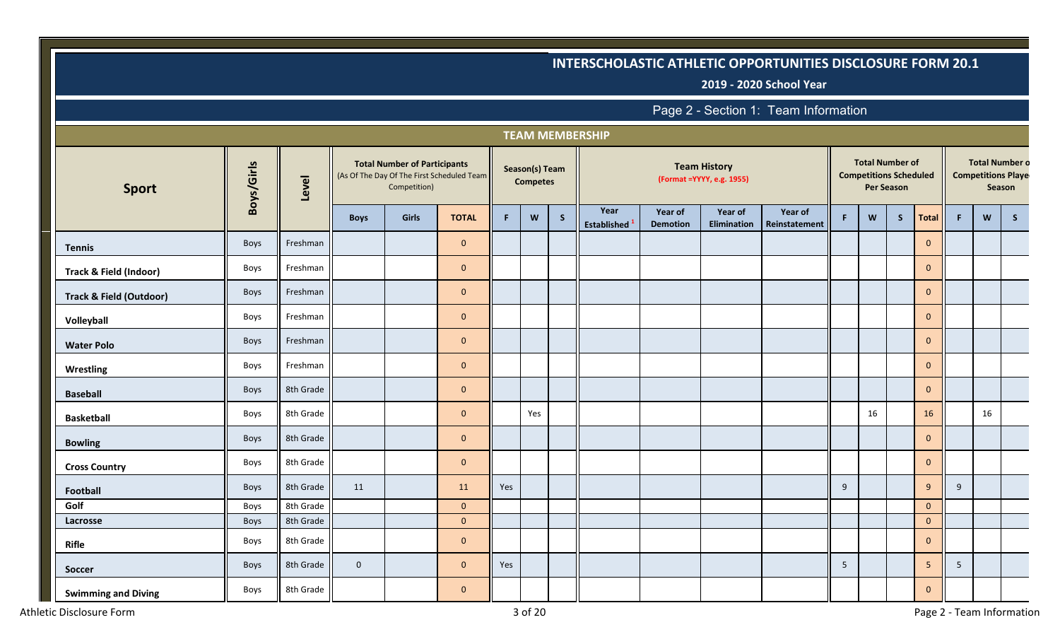# INTERSCHOLASTIC ATHLETIC OPPORTUNITIES DISCLOSURE FORM 20.1

**2019 - 2020 School Year**

## Page 2 - Section 1: Team Information

### TEAM MEMBERSHIP

| Sport | Boys/Girls | Level | Total Number of Participants (As Of The Day Of The First Scheduled Team Competition) | | | Season(s) Team Competes | | | Team History (Format =YYYY, e.g. 1955) | | | | Total Number of Competitions Scheduled Per Season | | | | Total Number of Competitions Played Per Season | | |
|---|---|---|---|---|---|---|---|---|---|---|---|---|---|---|---|---|---|---|---|
| | | | Boys | Girls | TOTAL | F | W | S | Year Established [1] | Year of Demotion | Year of Elimination | Year of Reinstatement | F | W | S | Total | F | W | S |
| Tennis | Boys | Freshman | | | 0 | | | | | | | | | | | 0 | | | |
| Track & Field (Indoor) | Boys | Freshman | | | 0 | | | | | | | | | | | 0 | | | |
| Track & Field (Outdoor) | Boys | Freshman | | | 0 | | | | | | | | | | | 0 | | | |
| Volleyball | Boys | Freshman | | | 0 | | | | | | | | | | | 0 | | | |
| Water Polo | Boys | Freshman | | | 0 | | | | | | | | | | | 0 | | | |
| Wrestling | Boys | Freshman | | | 0 | | | | | | | | | | | 0 | | | |
| Baseball | Boys | 8th Grade | | | 0 | | | | | | | | | | | 0 | | | |
| Basketball | Boys | 8th Grade | | | 0 | | Yes | | | | | | | 16 | | 16 | | 16 | |
| Bowling | Boys | 8th Grade | | | 0 | | | | | | | | | | | 0 | | | |
| Cross Country | Boys | 8th Grade | | | 0 | | | | | | | | | | | 0 | | | |
| Football | Boys | 8th Grade | 11 | | 11 | Yes | | | | | | | 9 | | | 9 | 9 | | |
| Golf | Boys | 8th Grade | | | 0 | | | | | | | | | | | 0 | | | |
| Lacrosse | Boys | 8th Grade | | | 0 | | | | | | | | | | | 0 | | | |
| Rifle | Boys | 8th Grade | | | 0 | | | | | | | | | | | 0 | | | |
| Soccer | Boys | 8th Grade | 0 | | 0 | Yes | | | | | | | 5 | | | 5 | 5 | | |
| Swimming and Diving | Boys | 8th Grade | | | 0 | | | | | | | | | | | 0 | | | |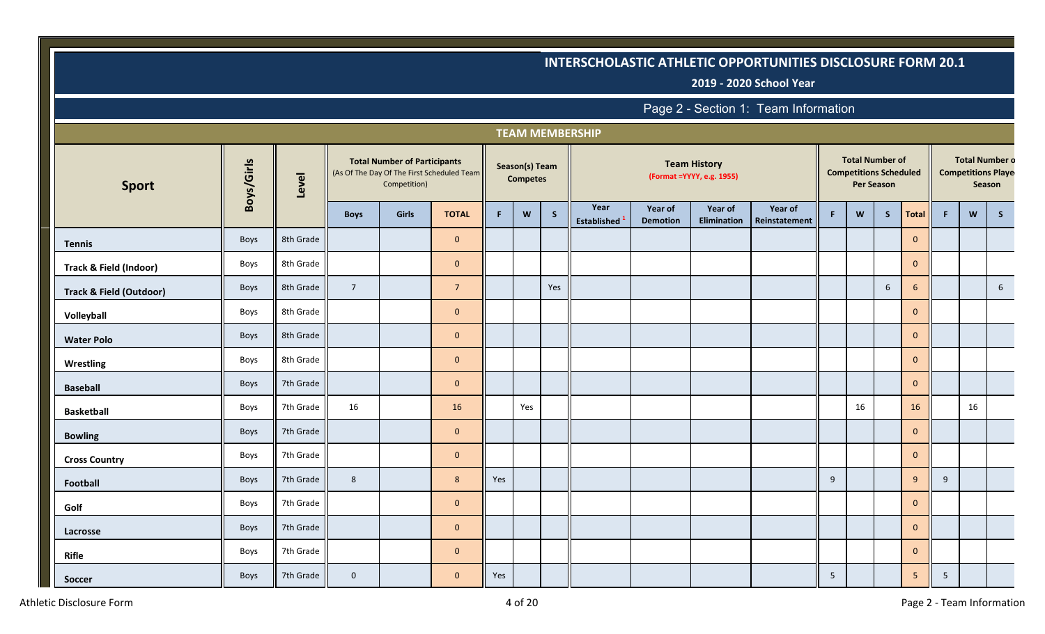# INTERSCHOLASTIC ATHLETIC OPPORTUNITIES DISCLOSURE FORM 20.1

**2019 - 2020 School Year**

## Page 2 - Section 1: Team Information

### TEAM MEMBERSHIP

| Sport | Boys/Girls | Level | Total Number of Participants (As Of The Day Of The First Scheduled Team Competition) | | | Season(s) Team Competes | | | Team History (Format =YYYY, e.g. 1955) | | | | Total Number of Competitions Scheduled Per Season | | | | Total Number of Competitions Played Season | | |
|---|---|---|---|---|---|---|---|---|---|---|---|---|---|---|---|---|---|---|---|
| | | | Boys | Girls | TOTAL | F | W | S | Year Established [1] | Year of Demotion | Year of Elimination | Year of Reinstatement | F | W | S | Total | F | W | S |
| Tennis | Boys | 8th Grade | | | 0 | | | | | | | | | | | 0 | | | |
| Track & Field (Indoor) | Boys | 8th Grade | | | 0 | | | | | | | | | | | 0 | | | |
| Track & Field (Outdoor) | Boys | 8th Grade | 7 | | 7 | | | Yes | | | | | | | 6 | 6 | | | 6 |
| Volleyball | Boys | 8th Grade | | | 0 | | | | | | | | | | | 0 | | | |
| Water Polo | Boys | 8th Grade | | | 0 | | | | | | | | | | | 0 | | | |
| Wrestling | Boys | 8th Grade | | | 0 | | | | | | | | | | | 0 | | | |
| Baseball | Boys | 7th Grade | | | 0 | | | | | | | | | | | 0 | | | |
| Basketball | Boys | 7th Grade | 16 | | 16 | | Yes | | | | | | | 16 | | 16 | | 16 | |
| Bowling | Boys | 7th Grade | | | 0 | | | | | | | | | | | 0 | | | |
| Cross Country | Boys | 7th Grade | | | 0 | | | | | | | | | | | 0 | | | |
| Football | Boys | 7th Grade | 8 | | 8 | Yes | | | | | | | 9 | | | 9 | 9 | | |
| Golf | Boys | 7th Grade | | | 0 | | | | | | | | | | | 0 | | | |
| Lacrosse | Boys | 7th Grade | | | 0 | | | | | | | | | | | 0 | | | |
| Rifle | Boys | 7th Grade | | | 0 | | | | | | | | | | | 0 | | | |
| Soccer | Boys | 7th Grade | 0 | | 0 | Yes | | | | | | | 5 | | | 5 | 5 | | |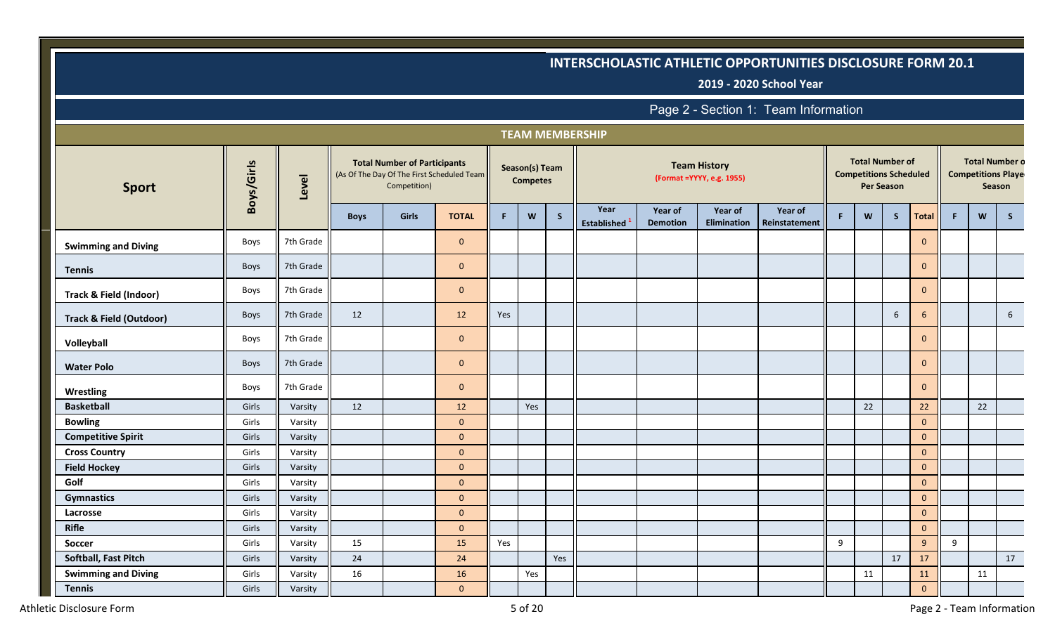# INTERSCHOLASTIC ATHLETIC OPPORTUNITIES DISCLOSURE FORM 20.1

**2019 - 2020 School Year**

## Page 2 - Section 1: Team Information

### TEAM MEMBERSHIP

| Sport | Boys/Girls | Level | Total Number of Participants (As Of The Day Of The First Scheduled Team Competition) | | | Season(s) Team Competes | | | Team History (Format =YYYY, e.g. 1955) | | | | Total Number of Competitions Scheduled Per Season | | | | Total Number of Competitions Played Per Season | | |
|---|---|---|---|---|---|---|---|---|---|---|---|---|---|---|---|---|---|---|---|
| | | | Boys | Girls | TOTAL | F | W | S | Year Established [1] | Year of Demotion | Year of Elimination | Year of Reinstatement | F | W | S | Total | F | W | S |
| Swimming and Diving | Boys | 7th Grade | | | 0 | | | | | | | | | | | 0 | | | |
| Tennis | Boys | 7th Grade | | | 0 | | | | | | | | | | | 0 | | | |
| Track & Field (Indoor) | Boys | 7th Grade | | | 0 | | | | | | | | | | | 0 | | | |
| Track & Field (Outdoor) | Boys | 7th Grade | 12 | | 12 | Yes | | | | | | | | | 6 | 6 | | | 6 |
| Volleyball | Boys | 7th Grade | | | 0 | | | | | | | | | | | 0 | | | |
| Water Polo | Boys | 7th Grade | | | 0 | | | | | | | | | | | 0 | | | |
| Wrestling | Boys | 7th Grade | | | 0 | | | | | | | | | | | 0 | | | |
| Basketball | Girls | Varsity | 12 | | 12 | | Yes | | | | | | | 22 | | 22 | | 22 | |
| Bowling | Girls | Varsity | | | 0 | | | | | | | | | | | 0 | | | |
| Competitive Spirit | Girls | Varsity | | | 0 | | | | | | | | | | | 0 | | | |
| Cross Country | Girls | Varsity | | | 0 | | | | | | | | | | | 0 | | | |
| Field Hockey | Girls | Varsity | | | 0 | | | | | | | | | | | 0 | | | |
| Golf | Girls | Varsity | | | 0 | | | | | | | | | | | 0 | | | |
| Gymnastics | Girls | Varsity | | | 0 | | | | | | | | | | | 0 | | | |
| Lacrosse | Girls | Varsity | | | 0 | | | | | | | | | | | 0 | | | |
| Rifle | Girls | Varsity | | | 0 | | | | | | | | | | | 0 | | | |
| Soccer | Girls | Varsity | 15 | | 15 | Yes | | | | | | | 9 | | | 9 | 9 | | |
| Softball, Fast Pitch | Girls | Varsity | 24 | | 24 | | | Yes | | | | | | | 17 | 17 | | | 17 |
| Swimming and Diving | Girls | Varsity | 16 | | 16 | | Yes | | | | | | | 11 | | 11 | | 11 | |
| Tennis | Girls | Varsity | | | 0 | | | | | | | | | | | 0 | | | |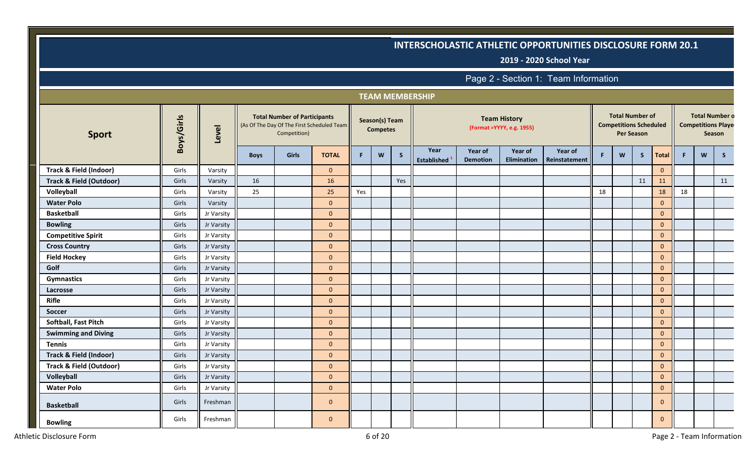# INTERSCHOLASTIC ATHLETIC OPPORTUNITIES DISCLOSURE FORM 20.1

## 2019 - 2020 School Year

### Page 2 - Section 1: Team Information

**TEAM MEMBERSHIP**

| Sport | Boys/Girls | Level | Total Number of Participants (As Of The Day Of The First Scheduled Team Competition) | | | Season(s) Team Competes | | | Team History (Format =YYYY, e.g. 1955) | | | | Total Number of Competitions Scheduled Per Season | | | | Total Number of Competitions Played Per Season | | |
|---|---|---|---|---|---|---|---|---|---|---|---|---|---|---|---|---|---|---|---|
| | | | Boys | Girls | TOTAL | F | W | S | Year Established [1] | Year of Demotion | Year of Elimination | Year of Reinstatement | F | W | S | Total | F | W | S |
| Track & Field (Indoor) | Girls | Varsity | | | 0 | | | | | | | | | | | 0 | | | |
| Track & Field (Outdoor) | Girls | Varsity | 16 | | 16 | | | Yes | | | | | | | 11 | 11 | | | 11 |
| Volleyball | Girls | Varsity | 25 | | 25 | Yes | | | | | | | 18 | | | 18 | 18 | | |
| Water Polo | Girls | Varsity | | | 0 | | | | | | | | | | | 0 | | | |
| Basketball | Girls | Jr Varsity | | | 0 | | | | | | | | | | | 0 | | | |
| Bowling | Girls | Jr Varsity | | | 0 | | | | | | | | | | | 0 | | | |
| Competitive Spirit | Girls | Jr Varsity | | | 0 | | | | | | | | | | | 0 | | | |
| Cross Country | Girls | Jr Varsity | | | 0 | | | | | | | | | | | 0 | | | |
| Field Hockey | Girls | Jr Varsity | | | 0 | | | | | | | | | | | 0 | | | |
| Golf | Girls | Jr Varsity | | | 0 | | | | | | | | | | | 0 | | | |
| Gymnastics | Girls | Jr Varsity | | | 0 | | | | | | | | | | | 0 | | | |
| Lacrosse | Girls | Jr Varsity | | | 0 | | | | | | | | | | | 0 | | | |
| Rifle | Girls | Jr Varsity | | | 0 | | | | | | | | | | | 0 | | | |
| Soccer | Girls | Jr Varsity | | | 0 | | | | | | | | | | | 0 | | | |
| Softball, Fast Pitch | Girls | Jr Varsity | | | 0 | | | | | | | | | | | 0 | | | |
| Swimming and Diving | Girls | Jr Varsity | | | 0 | | | | | | | | | | | 0 | | | |
| Tennis | Girls | Jr Varsity | | | 0 | | | | | | | | | | | 0 | | | |
| Track & Field (Indoor) | Girls | Jr Varsity | | | 0 | | | | | | | | | | | 0 | | | |
| Track & Field (Outdoor) | Girls | Jr Varsity | | | 0 | | | | | | | | | | | 0 | | | |
| Volleyball | Girls | Jr Varsity | | | 0 | | | | | | | | | | | 0 | | | |
| Water Polo | Girls | Jr Varsity | | | 0 | | | | | | | | | | | 0 | | | |
| Basketball | Girls | Freshman | | | 0 | | | | | | | | | | | 0 | | | |
| Bowling | Girls | Freshman | | | 0 | | | | | | | | | | | 0 | | | |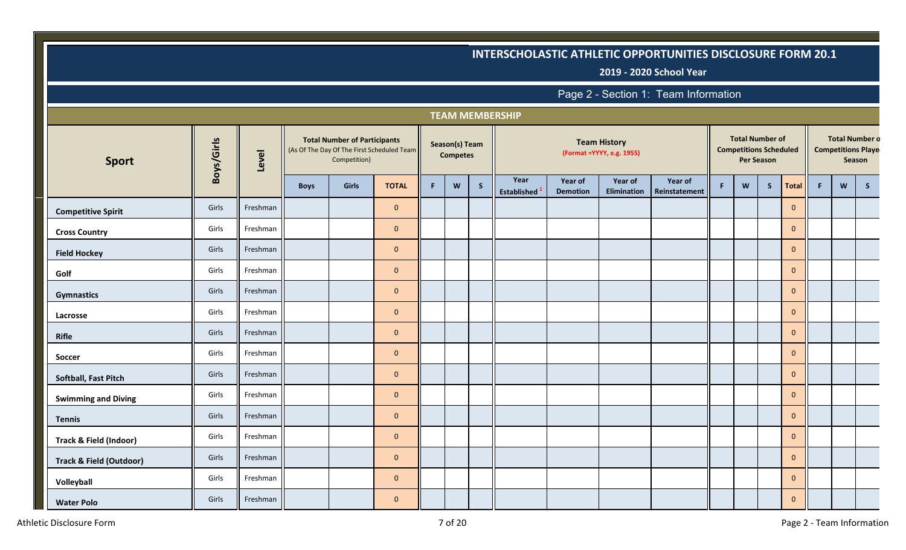# INTERSCHOLASTIC ATHLETIC OPPORTUNITIES DISCLOSURE FORM 20.1

**2019 - 2020 School Year**

## Page 2 - Section 1: Team Information

### TEAM MEMBERSHIP

| Sport | Boys/Girls | Level | Total Number of Participants (As Of The Day Of The First Scheduled Team Competition) | | | Season(s) Team Competes | | | Team History (Format =YYYY, e.g. 1955) | | | | Total Number of Competitions Scheduled Per Season | | | | Total Number of Competitions Played Per Season | | |
|---|---|---|---|---|---|---|---|---|---|---|---|---|---|---|---|---|---|---|---|
| | | | Boys | Girls | TOTAL | F | W | S | Year Established [1] | Year of Demotion | Year of Elimination | Year of Reinstatement | F | W | S | Total | F | W | S |
| Competitive Spirit | Girls | Freshman | | | 0 | | | | | | | | | | | 0 | | | |
| Cross Country | Girls | Freshman | | | 0 | | | | | | | | | | | 0 | | | |
| Field Hockey | Girls | Freshman | | | 0 | | | | | | | | | | | 0 | | | |
| Golf | Girls | Freshman | | | 0 | | | | | | | | | | | 0 | | | |
| Gymnastics | Girls | Freshman | | | 0 | | | | | | | | | | | 0 | | | |
| Lacrosse | Girls | Freshman | | | 0 | | | | | | | | | | | 0 | | | |
| Rifle | Girls | Freshman | | | 0 | | | | | | | | | | | 0 | | | |
| Soccer | Girls | Freshman | | | 0 | | | | | | | | | | | 0 | | | |
| Softball, Fast Pitch | Girls | Freshman | | | 0 | | | | | | | | | | | 0 | | | |
| Swimming and Diving | Girls | Freshman | | | 0 | | | | | | | | | | | 0 | | | |
| Tennis | Girls | Freshman | | | 0 | | | | | | | | | | | 0 | | | |
| Track & Field (Indoor) | Girls | Freshman | | | 0 | | | | | | | | | | | 0 | | | |
| Track & Field (Outdoor) | Girls | Freshman | | | 0 | | | | | | | | | | | 0 | | | |
| Volleyball | Girls | Freshman | | | 0 | | | | | | | | | | | 0 | | | |
| Water Polo | Girls | Freshman | | | 0 | | | | | | | | | | | 0 | | | |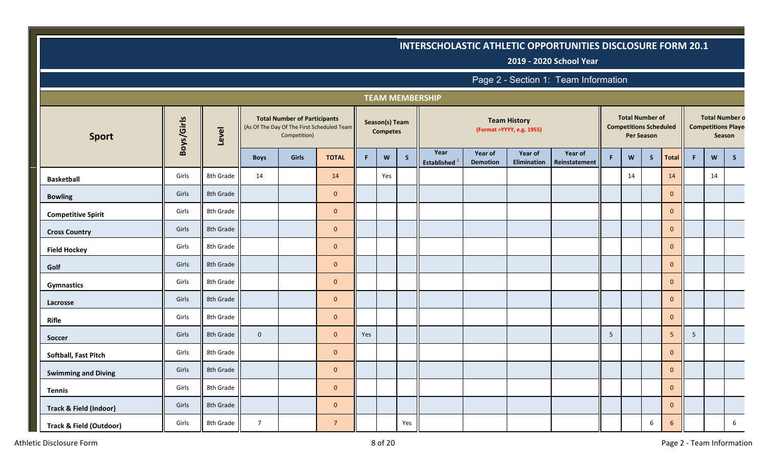# INTERSCHOLASTIC ATHLETIC OPPORTUNITIES DISCLOSURE FORM 20.1

## 2019 - 2020 School Year

### Page 2 - Section 1: Team Information

**TEAM MEMBERSHIP**

| Sport | Boys/Girls | Level | Total Number of Participants (As Of The Day Of The First Scheduled Team Competition) | | | Season(s) Team Competes | | | Team History (Format =YYYY, e.g. 1955) | | | | Total Number of Competitions Scheduled Per Season | | | | Total Number of Competitions Played Per Season | | |
|---|---|---|---|---|---|---|---|---|---|---|---|---|---|---|---|---|---|---|---|
| | | | Boys | Girls | TOTAL | F | W | S | Year Established [1] | Year of Demotion | Year of Elimination | Year of Reinstatement | F | W | S | Total | F | W | S |
| Basketball | Girls | 8th Grade | 14 | | 14 | | Yes | | | | | | | 14 | | 14 | | 14 | |
| Bowling | Girls | 8th Grade | | | 0 | | | | | | | | | | | 0 | | | |
| Competitive Spirit | Girls | 8th Grade | | | 0 | | | | | | | | | | | 0 | | | |
| Cross Country | Girls | 8th Grade | | | 0 | | | | | | | | | | | 0 | | | |
| Field Hockey | Girls | 8th Grade | | | 0 | | | | | | | | | | | 0 | | | |
| Golf | Girls | 8th Grade | | | 0 | | | | | | | | | | | 0 | | | |
| Gymnastics | Girls | 8th Grade | | | 0 | | | | | | | | | | | 0 | | | |
| Lacrosse | Girls | 8th Grade | | | 0 | | | | | | | | | | | 0 | | | |
| Rifle | Girls | 8th Grade | | | 0 | | | | | | | | | | | 0 | | | |
| Soccer | Girls | 8th Grade | 0 | | 0 | Yes | | | | | | | 5 | | | 5 | 5 | | |
| Softball, Fast Pitch | Girls | 8th Grade | | | 0 | | | | | | | | | | | 0 | | | |
| Swimming and Diving | Girls | 8th Grade | | | 0 | | | | | | | | | | | 0 | | | |
| Tennis | Girls | 8th Grade | | | 0 | | | | | | | | | | | 0 | | | |
| Track & Field (Indoor) | Girls | 8th Grade | | | 0 | | | | | | | | | | | 0 | | | |
| Track & Field (Outdoor) | Girls | 8th Grade | 7 | | 7 | | | Yes | | | | | | | 6 | 6 | | | 6 |

Athletic Disclosure Form

Page 2 - Team Information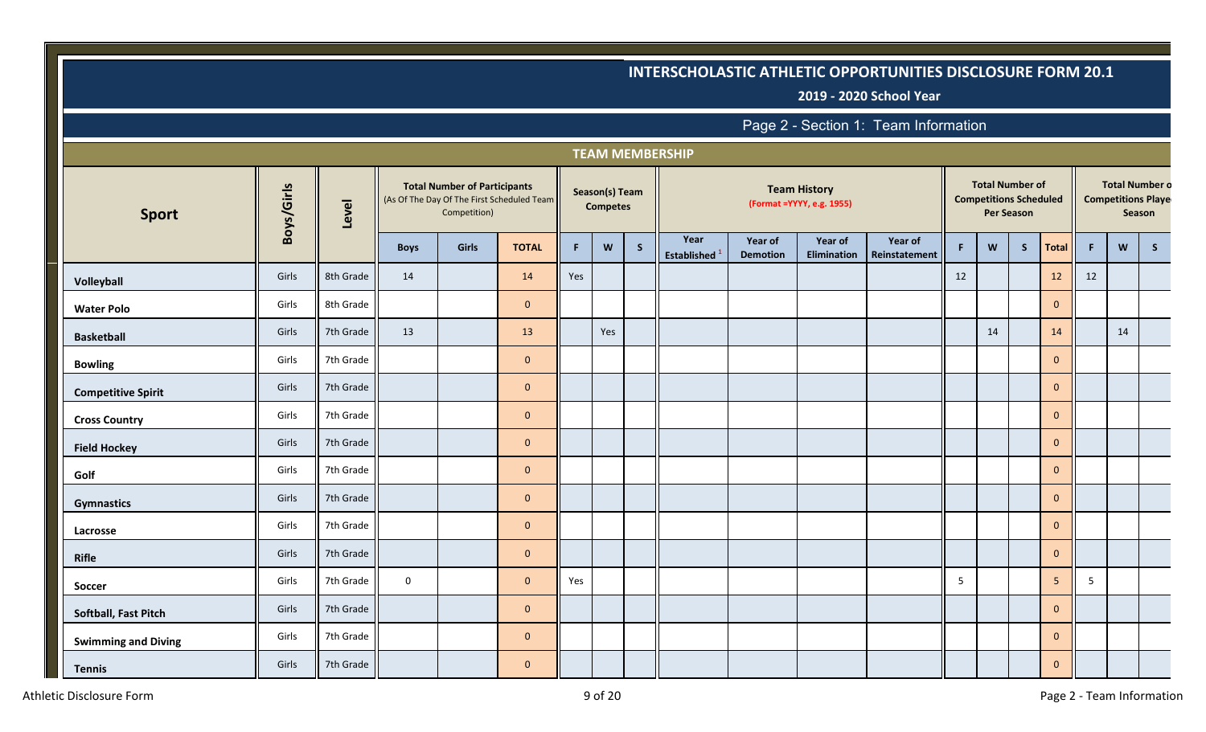# INTERSCHOLASTIC ATHLETIC OPPORTUNITIES DISCLOSURE FORM 20.1

**2019 - 2020 School Year**

## Page 2 - Section 1: Team Information

### TEAM MEMBERSHIP

| Sport | Boys/Girls | Level | Total Number of Participants (As Of The Day Of The First Scheduled Team Competition) | | | Season(s) Team Competes | | | Team History (Format =YYYY, e.g. 1955) | | | | Total Number of Competitions Scheduled Per Season | | | | Total Number of Competitions Played Per Season | | |
|---|---|---|---|---|---|---|---|---|---|---|---|---|---|---|---|---|---|---|---|
| | | | Boys | Girls | TOTAL | F | W | S | Year Established [1] | Year of Demotion | Year of Elimination | Year of Reinstatement | F | W | S | Total | F | W | S |
| Volleyball | Girls | 8th Grade | 14 | | 14 | Yes | | | | | | | 12 | | | 12 | 12 | | |
| Water Polo | Girls | 8th Grade | | | 0 | | | | | | | | | | | 0 | | | |
| Basketball | Girls | 7th Grade | 13 | | 13 | | Yes | | | | | | | 14 | | 14 | | 14 | |
| Bowling | Girls | 7th Grade | | | 0 | | | | | | | | | | | 0 | | | |
| Competitive Spirit | Girls | 7th Grade | | | 0 | | | | | | | | | | | 0 | | | |
| Cross Country | Girls | 7th Grade | | | 0 | | | | | | | | | | | 0 | | | |
| Field Hockey | Girls | 7th Grade | | | 0 | | | | | | | | | | | 0 | | | |
| Golf | Girls | 7th Grade | | | 0 | | | | | | | | | | | 0 | | | |
| Gymnastics | Girls | 7th Grade | | | 0 | | | | | | | | | | | 0 | | | |
| Lacrosse | Girls | 7th Grade | | | 0 | | | | | | | | | | | 0 | | | |
| Rifle | Girls | 7th Grade | | | 0 | | | | | | | | | | | 0 | | | |
| Soccer | Girls | 7th Grade | 0 | | 0 | Yes | | | | | | | 5 | | | 5 | 5 | | |
| Softball, Fast Pitch | Girls | 7th Grade | | | 0 | | | | | | | | | | | 0 | | | |
| Swimming and Diving | Girls | 7th Grade | | | 0 | | | | | | | | | | | 0 | | | |
| Tennis | Girls | 7th Grade | | | 0 | | | | | | | | | | | 0 | | | |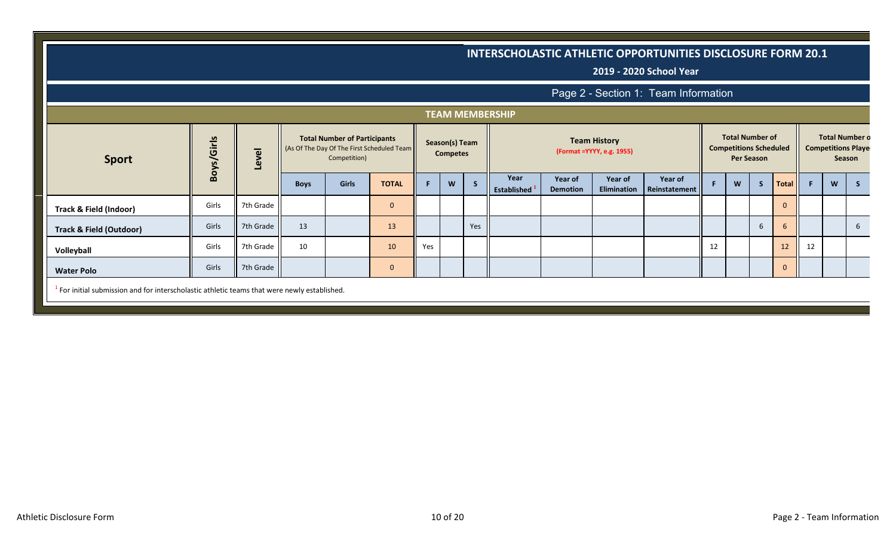# INTERSCHOLASTIC ATHLETIC OPPORTUNITIES DISCLOSURE FORM 20.1

**2019 - 2020 School Year**

## Page 2 - Section 1: Team Information

### TEAM MEMBERSHIP

| Sport | Boys/Girls | Level | Total Number of Participants (As Of The Day Of The First Scheduled Team Competition) | | | Season(s) Team Competes | | | Team History (Format =YYYY, e.g. 1955) | | | | Total Number of Competitions Scheduled Per Season | | | | Total Number of Competitions Played Season | | |
|---|---|---|---|---|---|---|---|---|---|---|---|---|---|---|---|---|---|---|---|
| | | | Boys | Girls | TOTAL | F | W | S | Year Established [1] | Year of Demotion | Year of Elimination | Year of Reinstatement | F | W | S | Total | F | W | S |
| Track & Field (Indoor) | Girls | 7th Grade | | | 0 | | | | | | | | | | | 0 | | | |
| Track & Field (Outdoor) | Girls | 7th Grade | 13 | | 13 | | | Yes | | | | | | | 6 | 6 | | | 6 |
| Volleyball | Girls | 7th Grade | 10 | | 10 | Yes | | | | | | | 12 | | | 12 | 12 | | |
| Water Polo | Girls | 7th Grade | | | 0 | | | | | | | | | | | 0 | | | |

[1] For initial submission and for interscholastic athletic teams that were newly established.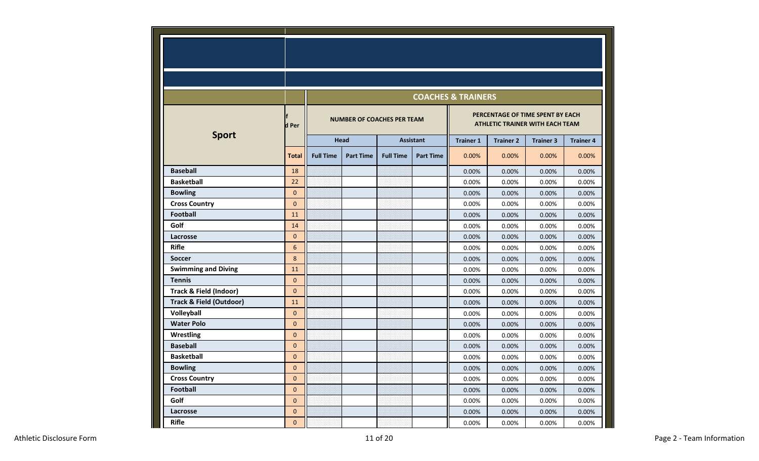| Sport | f d Per | COACHES & TRAINERS | | | | | | | |
|---|---|---|---|---|---|---|---|---|---|
| | | NUMBER OF COACHES PER TEAM | | | | PERCENTAGE OF TIME SPENT BY EACH ATHLETIC TRAINER WITH EACH TEAM | | | |
| | | Head | | Assistant | | Trainer 1 | Trainer 2 | Trainer 3 | Trainer 4 |
| | Total | Full Time | Part Time | Full Time | Part Time | 0.00% | 0.00% | 0.00% | 0.00% |
| **Baseball** | 18 | | | | | 0.00% | 0.00% | 0.00% | 0.00% |
| **Basketball** | 22 | | | | | 0.00% | 0.00% | 0.00% | 0.00% |
| **Bowling** | 0 | | | | | 0.00% | 0.00% | 0.00% | 0.00% |
| **Cross Country** | 0 | | | | | 0.00% | 0.00% | 0.00% | 0.00% |
| **Football** | 11 | | | | | 0.00% | 0.00% | 0.00% | 0.00% |
| **Golf** | 14 | | | | | 0.00% | 0.00% | 0.00% | 0.00% |
| **Lacrosse** | 0 | | | | | 0.00% | 0.00% | 0.00% | 0.00% |
| **Rifle** | 6 | | | | | 0.00% | 0.00% | 0.00% | 0.00% |
| **Soccer** | 8 | | | | | 0.00% | 0.00% | 0.00% | 0.00% |
| **Swimming and Diving** | 11 | | | | | 0.00% | 0.00% | 0.00% | 0.00% |
| **Tennis** | 0 | | | | | 0.00% | 0.00% | 0.00% | 0.00% |
| **Track & Field (Indoor)** | 0 | | | | | 0.00% | 0.00% | 0.00% | 0.00% |
| **Track & Field (Outdoor)** | 11 | | | | | 0.00% | 0.00% | 0.00% | 0.00% |
| **Volleyball** | 0 | | | | | 0.00% | 0.00% | 0.00% | 0.00% |
| **Water Polo** | 0 | | | | | 0.00% | 0.00% | 0.00% | 0.00% |
| **Wrestling** | 0 | | | | | 0.00% | 0.00% | 0.00% | 0.00% |
| **Baseball** | 0 | | | | | 0.00% | 0.00% | 0.00% | 0.00% |
| **Basketball** | 0 | | | | | 0.00% | 0.00% | 0.00% | 0.00% |
| **Bowling** | 0 | | | | | 0.00% | 0.00% | 0.00% | 0.00% |
| **Cross Country** | 0 | | | | | 0.00% | 0.00% | 0.00% | 0.00% |
| **Football** | 0 | | | | | 0.00% | 0.00% | 0.00% | 0.00% |
| **Golf** | 0 | | | | | 0.00% | 0.00% | 0.00% | 0.00% |
| **Lacrosse** | 0 | | | | | 0.00% | 0.00% | 0.00% | 0.00% |
| **Rifle** | 0 | | | | | 0.00% | 0.00% | 0.00% | 0.00% |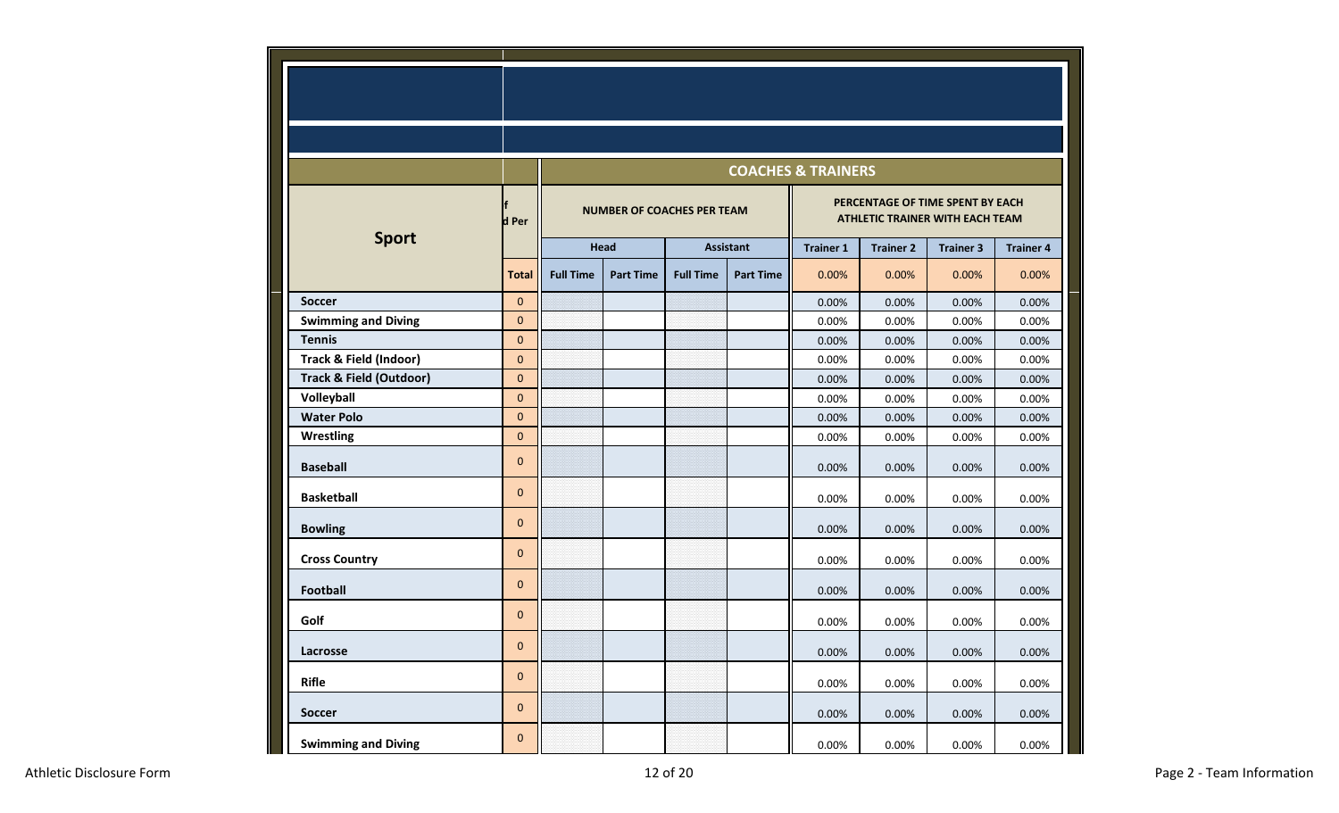| Sport | f d Per | COACHES & TRAINERS | | | | | | | |
|---|---|---|---|---|---|---|---|---|---|
| | | NUMBER OF COACHES PER TEAM | | | | PERCENTAGE OF TIME SPENT BY EACH ATHLETIC TRAINER WITH EACH TEAM | | | |
| | | Head | | Assistant | | Trainer 1 | Trainer 2 | Trainer 3 | Trainer 4 |
| | Total | Full Time | Part Time | Full Time | Part Time | 0.00% | 0.00% | 0.00% | 0.00% |
| **Soccer** | 0 | | | | | 0.00% | 0.00% | 0.00% | 0.00% |
| **Swimming and Diving** | 0 | | | | | 0.00% | 0.00% | 0.00% | 0.00% |
| **Tennis** | 0 | | | | | 0.00% | 0.00% | 0.00% | 0.00% |
| **Track & Field (Indoor)** | 0 | | | | | 0.00% | 0.00% | 0.00% | 0.00% |
| **Track & Field (Outdoor)** | 0 | | | | | 0.00% | 0.00% | 0.00% | 0.00% |
| **Volleyball** | 0 | | | | | 0.00% | 0.00% | 0.00% | 0.00% |
| **Water Polo** | 0 | | | | | 0.00% | 0.00% | 0.00% | 0.00% |
| **Wrestling** | 0 | | | | | 0.00% | 0.00% | 0.00% | 0.00% |
| **Baseball** | 0 | | | | | 0.00% | 0.00% | 0.00% | 0.00% |
| **Basketball** | 0 | | | | | 0.00% | 0.00% | 0.00% | 0.00% |
| **Bowling** | 0 | | | | | 0.00% | 0.00% | 0.00% | 0.00% |
| **Cross Country** | 0 | | | | | 0.00% | 0.00% | 0.00% | 0.00% |
| **Football** | 0 | | | | | 0.00% | 0.00% | 0.00% | 0.00% |
| **Golf** | 0 | | | | | 0.00% | 0.00% | 0.00% | 0.00% |
| **Lacrosse** | 0 | | | | | 0.00% | 0.00% | 0.00% | 0.00% |
| **Rifle** | 0 | | | | | 0.00% | 0.00% | 0.00% | 0.00% |
| **Soccer** | 0 | | | | | 0.00% | 0.00% | 0.00% | 0.00% |
| **Swimming and Diving** | 0 | | | | | 0.00% | 0.00% | 0.00% | 0.00% |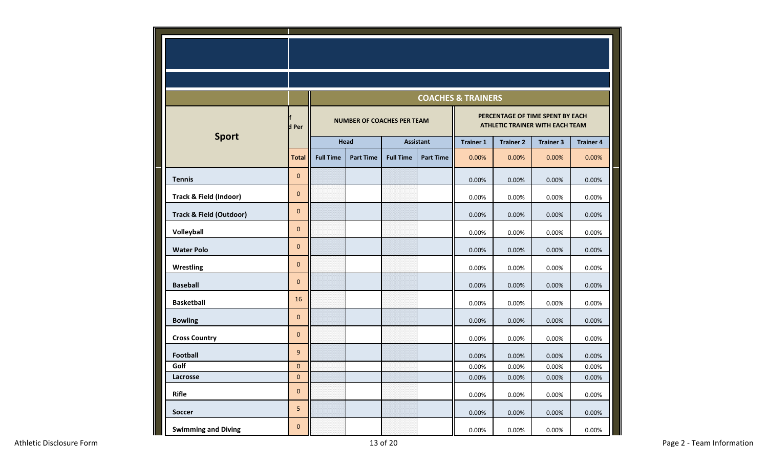| Sport | f d Per | COACHES & TRAINERS | | | | | | | |
|---|---|---|---|---|---|---|---|---|---|
| | | NUMBER OF COACHES PER TEAM | | | | PERCENTAGE OF TIME SPENT BY EACH ATHLETIC TRAINER WITH EACH TEAM | | | |
| | | Head | | Assistant | | Trainer 1 | Trainer 2 | Trainer 3 | Trainer 4 |
| | Total | Full Time | Part Time | Full Time | Part Time | 0.00% | 0.00% | 0.00% | 0.00% |
| Tennis | 0 | | | | | 0.00% | 0.00% | 0.00% | 0.00% |
| Track & Field (Indoor) | 0 | | | | | 0.00% | 0.00% | 0.00% | 0.00% |
| Track & Field (Outdoor) | 0 | | | | | 0.00% | 0.00% | 0.00% | 0.00% |
| Volleyball | 0 | | | | | 0.00% | 0.00% | 0.00% | 0.00% |
| Water Polo | 0 | | | | | 0.00% | 0.00% | 0.00% | 0.00% |
| Wrestling | 0 | | | | | 0.00% | 0.00% | 0.00% | 0.00% |
| Baseball | 0 | | | | | 0.00% | 0.00% | 0.00% | 0.00% |
| Basketball | 16 | | | | | 0.00% | 0.00% | 0.00% | 0.00% |
| Bowling | 0 | | | | | 0.00% | 0.00% | 0.00% | 0.00% |
| Cross Country | 0 | | | | | 0.00% | 0.00% | 0.00% | 0.00% |
| Football | 9 | | | | | 0.00% | 0.00% | 0.00% | 0.00% |
| Golf | 0 | | | | | 0.00% | 0.00% | 0.00% | 0.00% |
| Lacrosse | 0 | | | | | 0.00% | 0.00% | 0.00% | 0.00% |
| Rifle | 0 | | | | | 0.00% | 0.00% | 0.00% | 0.00% |
| Soccer | 5 | | | | | 0.00% | 0.00% | 0.00% | 0.00% |
| Swimming and Diving | 0 | | | | | 0.00% | 0.00% | 0.00% | 0.00% |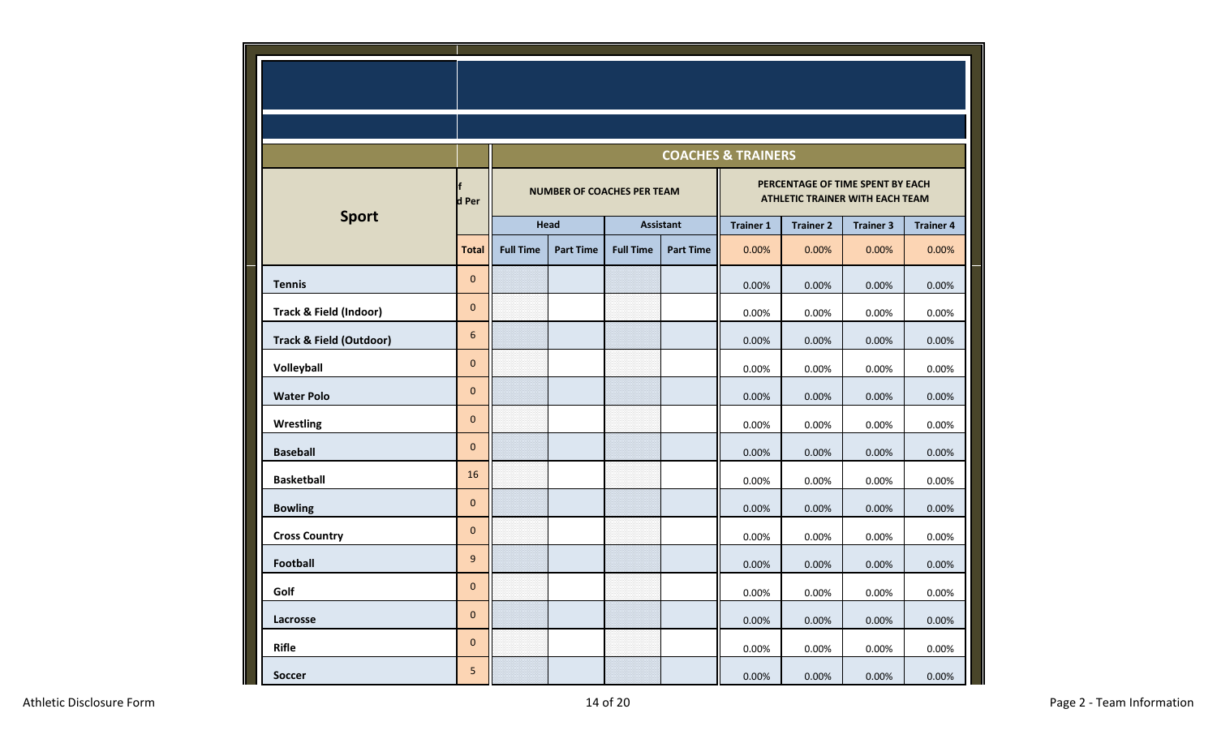| Sport | f d Per | COACHES & TRAINERS | | | | | | | |
|---|---|---|---|---|---|---|---|---|---|
| | | NUMBER OF COACHES PER TEAM | | | | PERCENTAGE OF TIME SPENT BY EACH ATHLETIC TRAINER WITH EACH TEAM | | | |
| | | Head | | Assistant | | Trainer 1 | Trainer 2 | Trainer 3 | Trainer 4 |
| | Total | Full Time | Part Time | Full Time | Part Time | 0.00% | 0.00% | 0.00% | 0.00% |
| Tennis | 0 | | | | | 0.00% | 0.00% | 0.00% | 0.00% |
| Track & Field (Indoor) | 0 | | | | | 0.00% | 0.00% | 0.00% | 0.00% |
| Track & Field (Outdoor) | 6 | | | | | 0.00% | 0.00% | 0.00% | 0.00% |
| Volleyball | 0 | | | | | 0.00% | 0.00% | 0.00% | 0.00% |
| Water Polo | 0 | | | | | 0.00% | 0.00% | 0.00% | 0.00% |
| Wrestling | 0 | | | | | 0.00% | 0.00% | 0.00% | 0.00% |
| Baseball | 0 | | | | | 0.00% | 0.00% | 0.00% | 0.00% |
| Basketball | 16 | | | | | 0.00% | 0.00% | 0.00% | 0.00% |
| Bowling | 0 | | | | | 0.00% | 0.00% | 0.00% | 0.00% |
| Cross Country | 0 | | | | | 0.00% | 0.00% | 0.00% | 0.00% |
| Football | 9 | | | | | 0.00% | 0.00% | 0.00% | 0.00% |
| Golf | 0 | | | | | 0.00% | 0.00% | 0.00% | 0.00% |
| Lacrosse | 0 | | | | | 0.00% | 0.00% | 0.00% | 0.00% |
| Rifle | 0 | | | | | 0.00% | 0.00% | 0.00% | 0.00% |
| Soccer | 5 | | | | | 0.00% | 0.00% | 0.00% | 0.00% |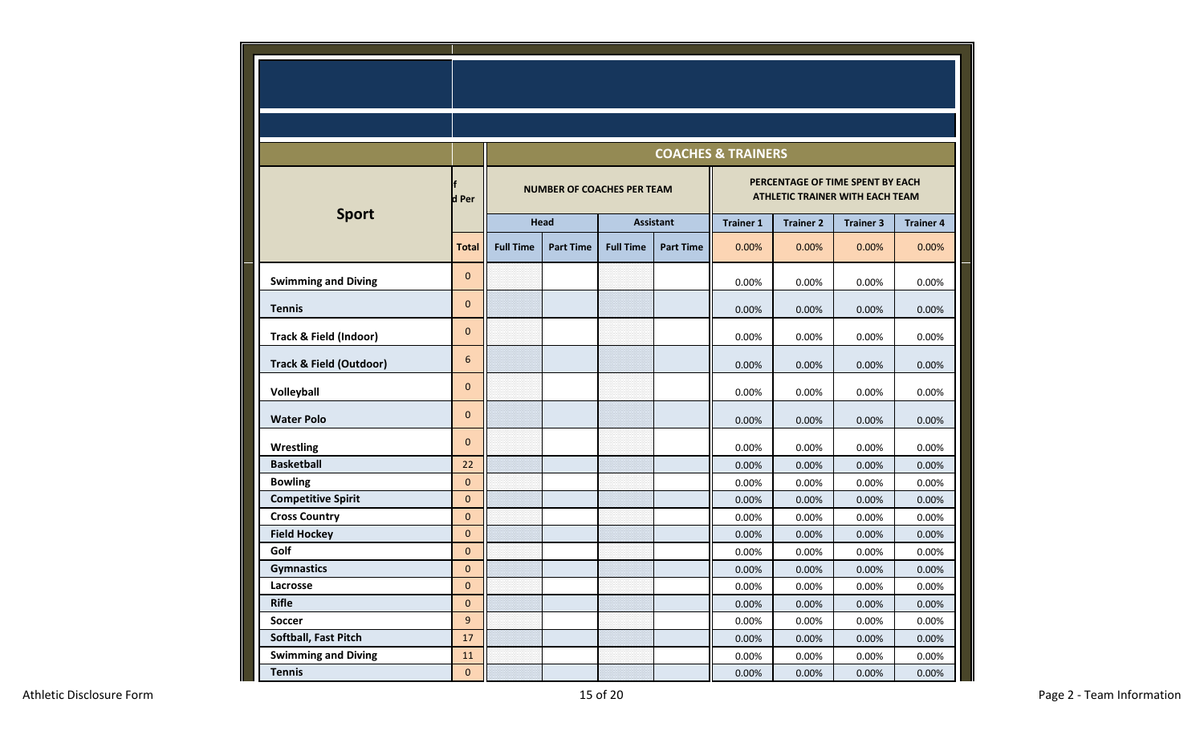| Sport | f d Per | COACHES & TRAINERS | | | | | | | |
|---|---|---|---|---|---|---|---|---|---|
| | | NUMBER OF COACHES PER TEAM | | | | PERCENTAGE OF TIME SPENT BY EACH ATHLETIC TRAINER WITH EACH TEAM | | | |
| | | Head | | Assistant | | Trainer 1 | Trainer 2 | Trainer 3 | Trainer 4 |
| | Total | Full Time | Part Time | Full Time | Part Time | 0.00% | 0.00% | 0.00% | 0.00% |
| **Swimming and Diving** | 0 | | | | | 0.00% | 0.00% | 0.00% | 0.00% |
| **Tennis** | 0 | | | | | 0.00% | 0.00% | 0.00% | 0.00% |
| **Track & Field (Indoor)** | 0 | | | | | 0.00% | 0.00% | 0.00% | 0.00% |
| **Track & Field (Outdoor)** | 6 | | | | | 0.00% | 0.00% | 0.00% | 0.00% |
| **Volleyball** | 0 | | | | | 0.00% | 0.00% | 0.00% | 0.00% |
| **Water Polo** | 0 | | | | | 0.00% | 0.00% | 0.00% | 0.00% |
| **Wrestling** | 0 | | | | | 0.00% | 0.00% | 0.00% | 0.00% |
| **Basketball** | 22 | | | | | 0.00% | 0.00% | 0.00% | 0.00% |
| **Bowling** | 0 | | | | | 0.00% | 0.00% | 0.00% | 0.00% |
| **Competitive Spirit** | 0 | | | | | 0.00% | 0.00% | 0.00% | 0.00% |
| **Cross Country** | 0 | | | | | 0.00% | 0.00% | 0.00% | 0.00% |
| **Field Hockey** | 0 | | | | | 0.00% | 0.00% | 0.00% | 0.00% |
| **Golf** | 0 | | | | | 0.00% | 0.00% | 0.00% | 0.00% |
| **Gymnastics** | 0 | | | | | 0.00% | 0.00% | 0.00% | 0.00% |
| **Lacrosse** | 0 | | | | | 0.00% | 0.00% | 0.00% | 0.00% |
| **Rifle** | 0 | | | | | 0.00% | 0.00% | 0.00% | 0.00% |
| **Soccer** | 9 | | | | | 0.00% | 0.00% | 0.00% | 0.00% |
| **Softball, Fast Pitch** | 17 | | | | | 0.00% | 0.00% | 0.00% | 0.00% |
| **Swimming and Diving** | 11 | | | | | 0.00% | 0.00% | 0.00% | 0.00% |
| **Tennis** | 0 | | | | | 0.00% | 0.00% | 0.00% | 0.00% |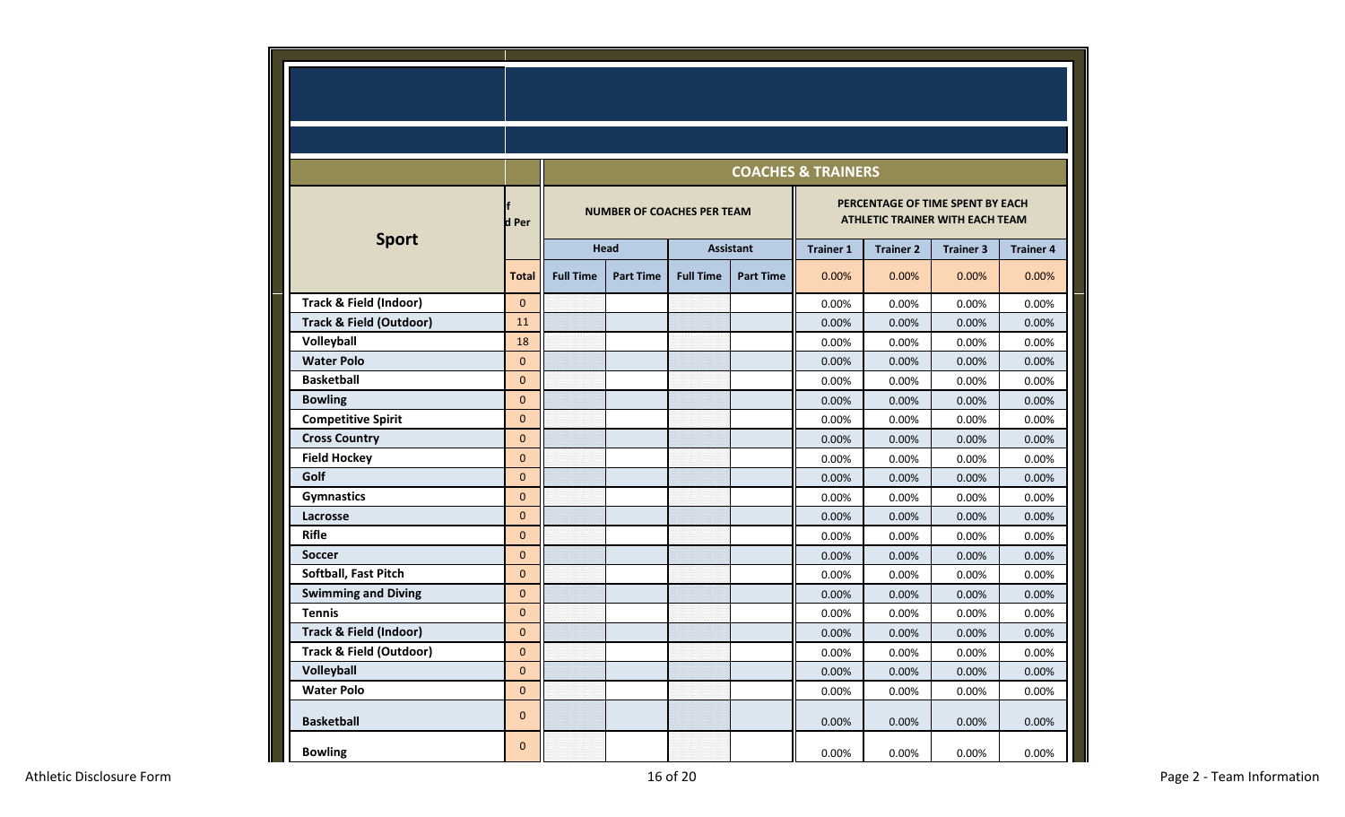| Sport | f d Per | COACHES & TRAINERS | | | | | | | |
|---|---|---|---|---|---|---|---|---|---|
| | | NUMBER OF COACHES PER TEAM | | | | PERCENTAGE OF TIME SPENT BY EACH ATHLETIC TRAINER WITH EACH TEAM | | | |
| | | Head | | Assistant | | Trainer 1 | Trainer 2 | Trainer 3 | Trainer 4 |
| | Total | Full Time | Part Time | Full Time | Part Time | 0.00% | 0.00% | 0.00% | 0.00% |
| Track & Field (Indoor) | 0 | | | | | 0.00% | 0.00% | 0.00% | 0.00% |
| Track & Field (Outdoor) | 11 | | | | | 0.00% | 0.00% | 0.00% | 0.00% |
| Volleyball | 18 | | | | | 0.00% | 0.00% | 0.00% | 0.00% |
| Water Polo | 0 | | | | | 0.00% | 0.00% | 0.00% | 0.00% |
| Basketball | 0 | | | | | 0.00% | 0.00% | 0.00% | 0.00% |
| Bowling | 0 | | | | | 0.00% | 0.00% | 0.00% | 0.00% |
| Competitive Spirit | 0 | | | | | 0.00% | 0.00% | 0.00% | 0.00% |
| Cross Country | 0 | | | | | 0.00% | 0.00% | 0.00% | 0.00% |
| Field Hockey | 0 | | | | | 0.00% | 0.00% | 0.00% | 0.00% |
| Golf | 0 | | | | | 0.00% | 0.00% | 0.00% | 0.00% |
| Gymnastics | 0 | | | | | 0.00% | 0.00% | 0.00% | 0.00% |
| Lacrosse | 0 | | | | | 0.00% | 0.00% | 0.00% | 0.00% |
| Rifle | 0 | | | | | 0.00% | 0.00% | 0.00% | 0.00% |
| Soccer | 0 | | | | | 0.00% | 0.00% | 0.00% | 0.00% |
| Softball, Fast Pitch | 0 | | | | | 0.00% | 0.00% | 0.00% | 0.00% |
| Swimming and Diving | 0 | | | | | 0.00% | 0.00% | 0.00% | 0.00% |
| Tennis | 0 | | | | | 0.00% | 0.00% | 0.00% | 0.00% |
| Track & Field (Indoor) | 0 | | | | | 0.00% | 0.00% | 0.00% | 0.00% |
| Track & Field (Outdoor) | 0 | | | | | 0.00% | 0.00% | 0.00% | 0.00% |
| Volleyball | 0 | | | | | 0.00% | 0.00% | 0.00% | 0.00% |
| Water Polo | 0 | | | | | 0.00% | 0.00% | 0.00% | 0.00% |
| Basketball | 0 | | | | | 0.00% | 0.00% | 0.00% | 0.00% |
| Bowling | 0 | | | | | 0.00% | 0.00% | 0.00% | 0.00% |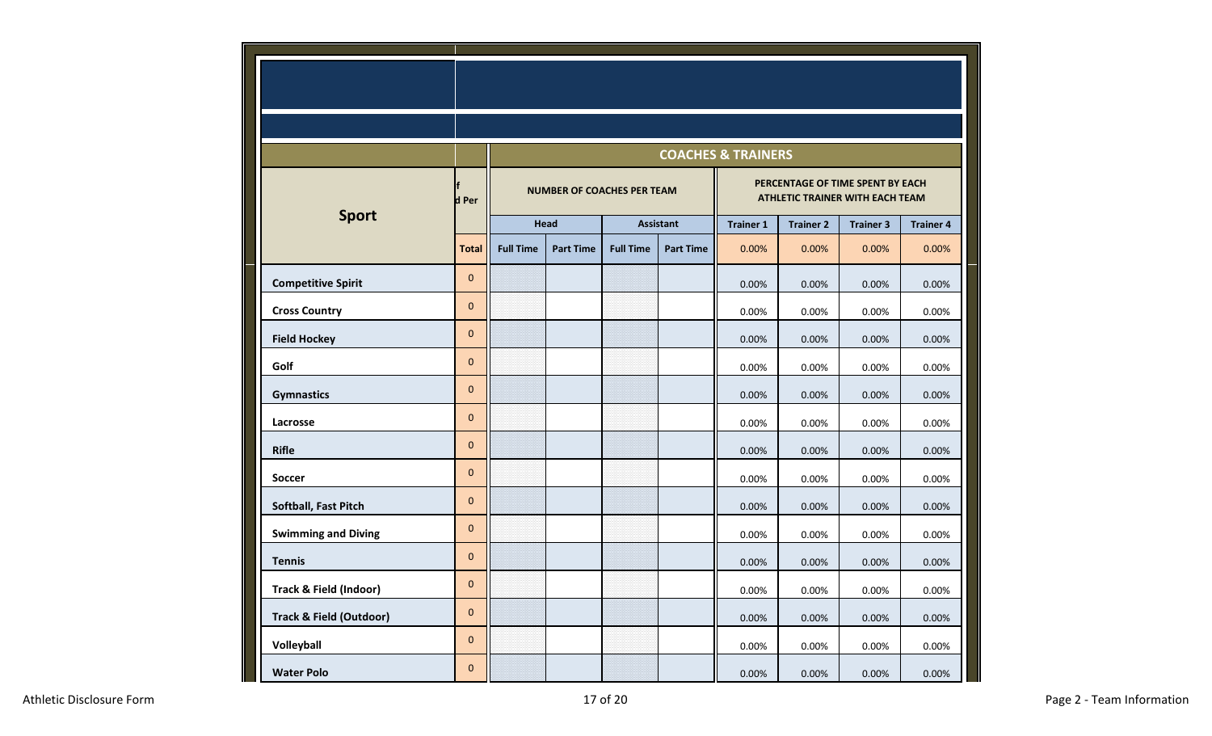| Sport | f d Per | COACHES & TRAINERS | | | | | | | |
|---|---|---|---|---|---|---|---|---|---|
| | | NUMBER OF COACHES PER TEAM | | | | PERCENTAGE OF TIME SPENT BY EACH ATHLETIC TRAINER WITH EACH TEAM | | | |
| | | Head | | Assistant | | Trainer 1 | Trainer 2 | Trainer 3 | Trainer 4 |
| | Total | Full Time | Part Time | Full Time | Part Time | 0.00% | 0.00% | 0.00% | 0.00% |
| Competitive Spirit | 0 | | | | | 0.00% | 0.00% | 0.00% | 0.00% |
| Cross Country | 0 | | | | | 0.00% | 0.00% | 0.00% | 0.00% |
| Field Hockey | 0 | | | | | 0.00% | 0.00% | 0.00% | 0.00% |
| Golf | 0 | | | | | 0.00% | 0.00% | 0.00% | 0.00% |
| Gymnastics | 0 | | | | | 0.00% | 0.00% | 0.00% | 0.00% |
| Lacrosse | 0 | | | | | 0.00% | 0.00% | 0.00% | 0.00% |
| Rifle | 0 | | | | | 0.00% | 0.00% | 0.00% | 0.00% |
| Soccer | 0 | | | | | 0.00% | 0.00% | 0.00% | 0.00% |
| Softball, Fast Pitch | 0 | | | | | 0.00% | 0.00% | 0.00% | 0.00% |
| Swimming and Diving | 0 | | | | | 0.00% | 0.00% | 0.00% | 0.00% |
| Tennis | 0 | | | | | 0.00% | 0.00% | 0.00% | 0.00% |
| Track & Field (Indoor) | 0 | | | | | 0.00% | 0.00% | 0.00% | 0.00% |
| Track & Field (Outdoor) | 0 | | | | | 0.00% | 0.00% | 0.00% | 0.00% |
| Volleyball | 0 | | | | | 0.00% | 0.00% | 0.00% | 0.00% |
| Water Polo | 0 | | | | | 0.00% | 0.00% | 0.00% | 0.00% |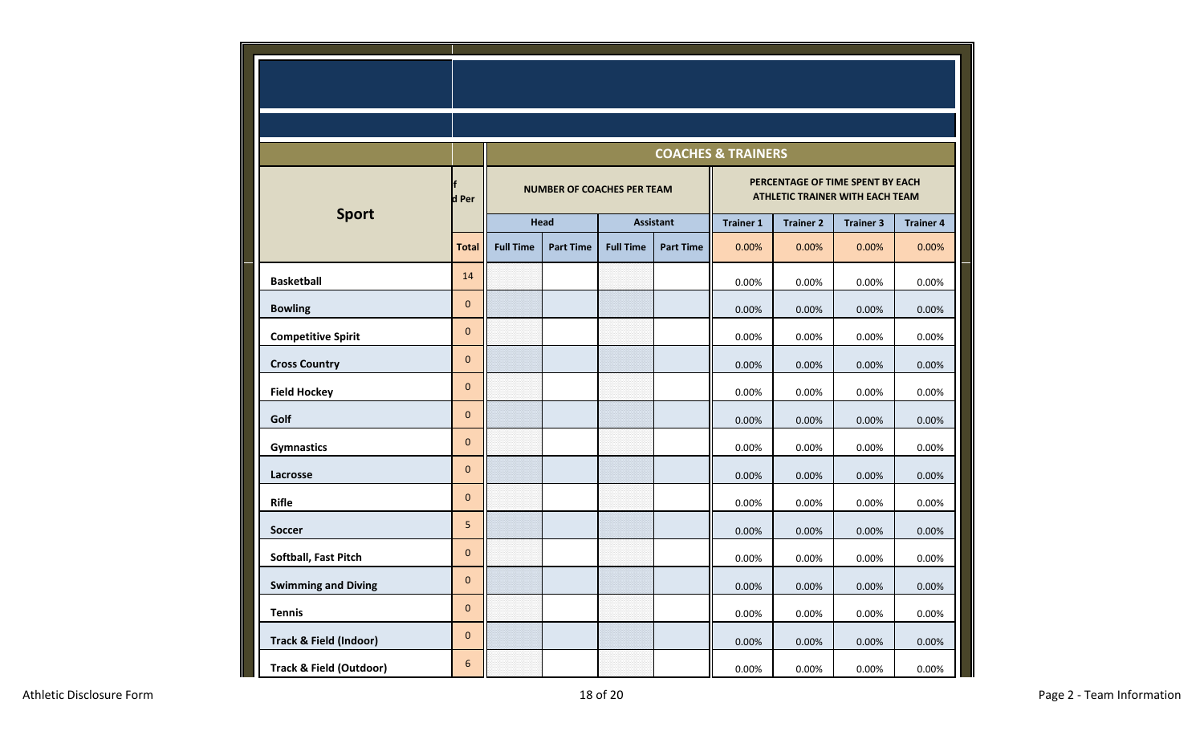| Sport | f d Per | COACHES & TRAINERS | | | | | | | |
|---|---|---|---|---|---|---|---|---|---|
| | | NUMBER OF COACHES PER TEAM | | | | PERCENTAGE OF TIME SPENT BY EACH ATHLETIC TRAINER WITH EACH TEAM | | | |
| | | Head | | Assistant | | Trainer 1 | Trainer 2 | Trainer 3 | Trainer 4 |
| | Total | Full Time | Part Time | Full Time | Part Time | 0.00% | 0.00% | 0.00% | 0.00% |
| **Basketball** | 14 | | | | | 0.00% | 0.00% | 0.00% | 0.00% |
| **Bowling** | 0 | | | | | 0.00% | 0.00% | 0.00% | 0.00% |
| **Competitive Spirit** | 0 | | | | | 0.00% | 0.00% | 0.00% | 0.00% |
| **Cross Country** | 0 | | | | | 0.00% | 0.00% | 0.00% | 0.00% |
| **Field Hockey** | 0 | | | | | 0.00% | 0.00% | 0.00% | 0.00% |
| **Golf** | 0 | | | | | 0.00% | 0.00% | 0.00% | 0.00% |
| **Gymnastics** | 0 | | | | | 0.00% | 0.00% | 0.00% | 0.00% |
| **Lacrosse** | 0 | | | | | 0.00% | 0.00% | 0.00% | 0.00% |
| **Rifle** | 0 | | | | | 0.00% | 0.00% | 0.00% | 0.00% |
| **Soccer** | 5 | | | | | 0.00% | 0.00% | 0.00% | 0.00% |
| **Softball, Fast Pitch** | 0 | | | | | 0.00% | 0.00% | 0.00% | 0.00% |
| **Swimming and Diving** | 0 | | | | | 0.00% | 0.00% | 0.00% | 0.00% |
| **Tennis** | 0 | | | | | 0.00% | 0.00% | 0.00% | 0.00% |
| **Track & Field (Indoor)** | 0 | | | | | 0.00% | 0.00% | 0.00% | 0.00% |
| **Track & Field (Outdoor)** | 6 | | | | | 0.00% | 0.00% | 0.00% | 0.00% |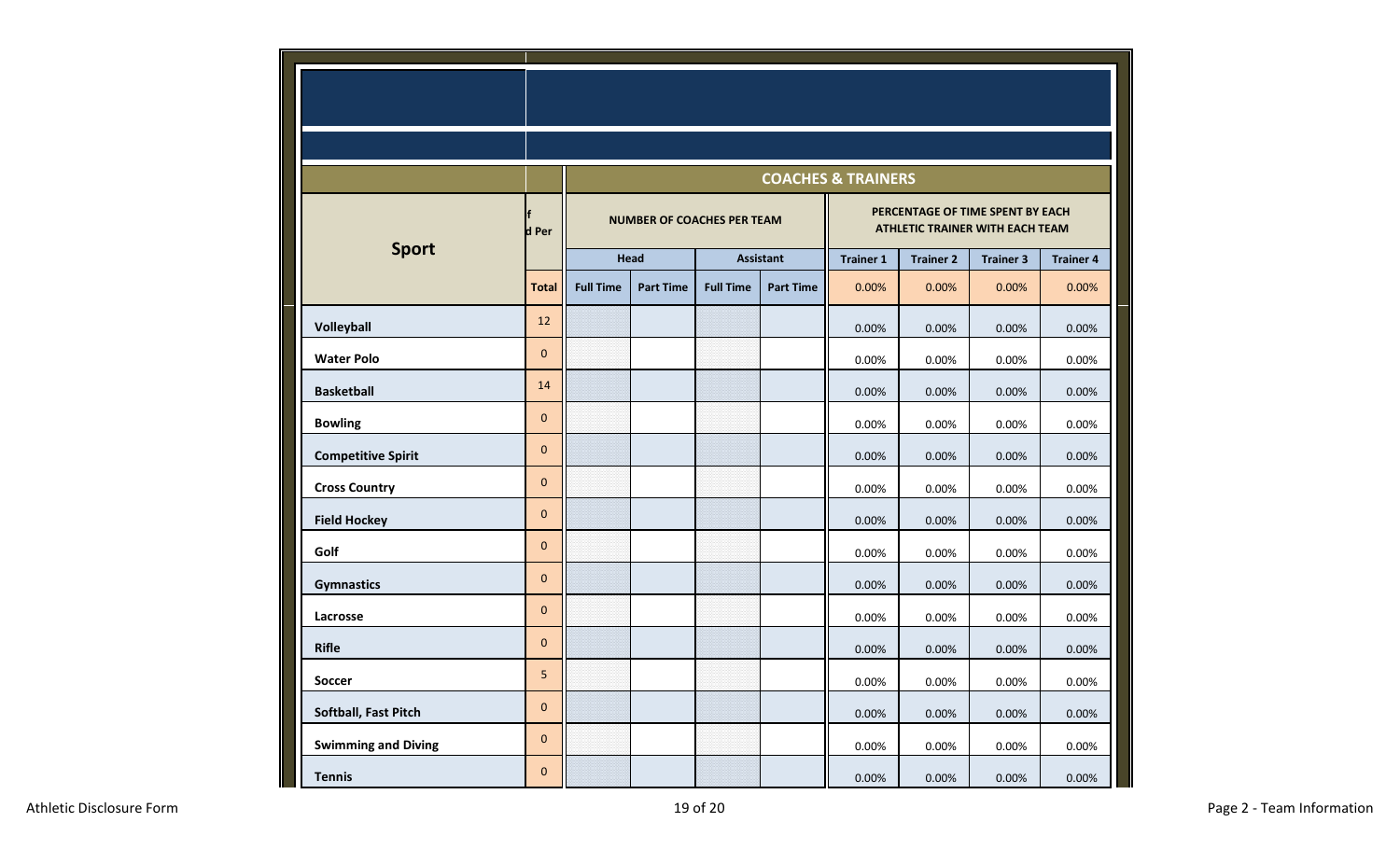| Sport | f d Per | COACHES & TRAINERS | | | | | | | |
|---|---|---|---|---|---|---|---|---|---|
| | | NUMBER OF COACHES PER TEAM | | | | PERCENTAGE OF TIME SPENT BY EACH ATHLETIC TRAINER WITH EACH TEAM | | | |
| | | Head | | Assistant | | Trainer 1 | Trainer 2 | Trainer 3 | Trainer 4 |
| | Total | Full Time | Part Time | Full Time | Part Time | 0.00% | 0.00% | 0.00% | 0.00% |
| Volleyball | 12 | | | | | 0.00% | 0.00% | 0.00% | 0.00% |
| Water Polo | 0 | | | | | 0.00% | 0.00% | 0.00% | 0.00% |
| Basketball | 14 | | | | | 0.00% | 0.00% | 0.00% | 0.00% |
| Bowling | 0 | | | | | 0.00% | 0.00% | 0.00% | 0.00% |
| Competitive Spirit | 0 | | | | | 0.00% | 0.00% | 0.00% | 0.00% |
| Cross Country | 0 | | | | | 0.00% | 0.00% | 0.00% | 0.00% |
| Field Hockey | 0 | | | | | 0.00% | 0.00% | 0.00% | 0.00% |
| Golf | 0 | | | | | 0.00% | 0.00% | 0.00% | 0.00% |
| Gymnastics | 0 | | | | | 0.00% | 0.00% | 0.00% | 0.00% |
| Lacrosse | 0 | | | | | 0.00% | 0.00% | 0.00% | 0.00% |
| Rifle | 0 | | | | | 0.00% | 0.00% | 0.00% | 0.00% |
| Soccer | 5 | | | | | 0.00% | 0.00% | 0.00% | 0.00% |
| Softball, Fast Pitch | 0 | | | | | 0.00% | 0.00% | 0.00% | 0.00% |
| Swimming and Diving | 0 | | | | | 0.00% | 0.00% | 0.00% | 0.00% |
| Tennis | 0 | | | | | 0.00% | 0.00% | 0.00% | 0.00% |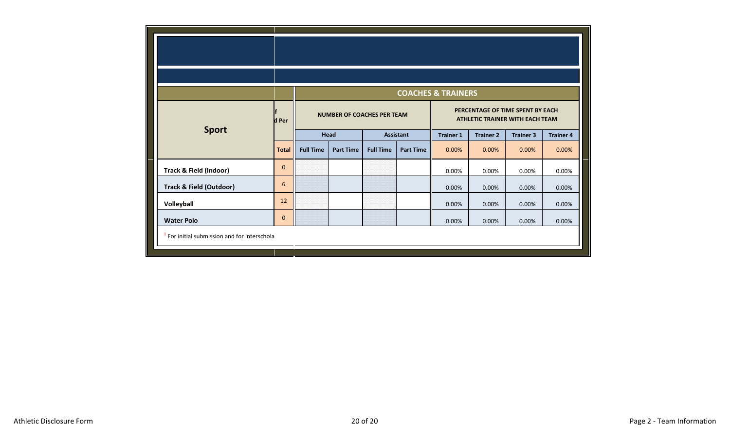| Sport | f d Per | COACHES & TRAINERS | | | | | | | |
|---|---|---|---|---|---|---|---|---|---|
| | | NUMBER OF COACHES PER TEAM | | | | PERCENTAGE OF TIME SPENT BY EACH ATHLETIC TRAINER WITH EACH TEAM | | | |
| | | Head | | Assistant | | Trainer 1 | Trainer 2 | Trainer 3 | Trainer 4 |
| | Total | Full Time | Part Time | Full Time | Part Time | 0.00% | 0.00% | 0.00% | 0.00% |
| **Track & Field (Indoor)** | 0 | | | | | 0.00% | 0.00% | 0.00% | 0.00% |
| **Track & Field (Outdoor)** | 6 | | | | | 0.00% | 0.00% | 0.00% | 0.00% |
| **Volleyball** | 12 | | | | | 0.00% | 0.00% | 0.00% | 0.00% |
| **Water Polo** | 0 | | | | | 0.00% | 0.00% | 0.00% | 0.00% |

[1] For initial submission and for interschola